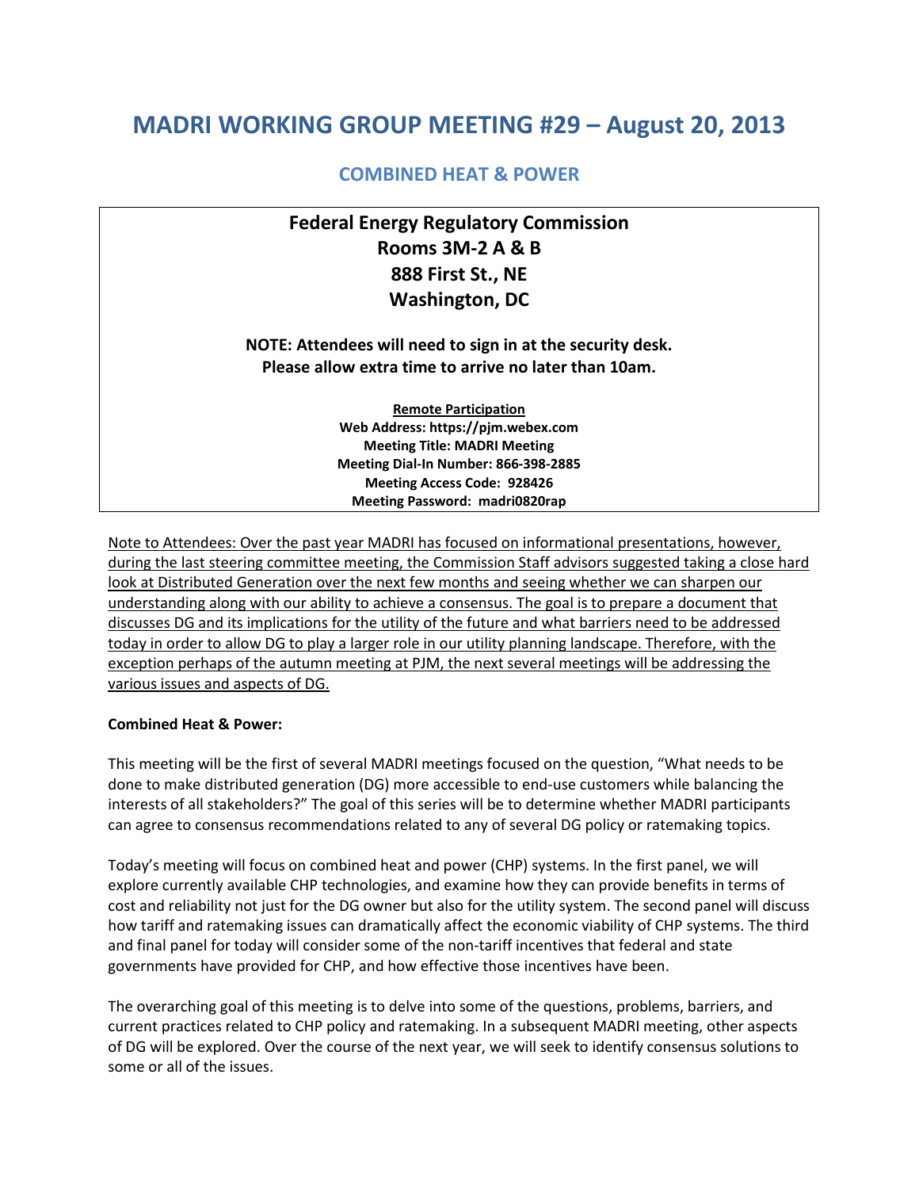# MADRI WORKING GROUP MEETING #29 – August 20, 2013

## COMBINED HEAT & POWER

**Federal Energy Regulatory Commission**
**Rooms 3M-2 A & B**
**888 First St., NE**
**Washington, DC**

**NOTE: Attendees will need to sign in at the security desk.**
**Please allow extra time to arrive no later than 10am.**

**Remote Participation**
**Web Address: https://pjm.webex.com**
**Meeting Title: MADRI Meeting**
**Meeting Dial-In Number: 866-398-2885**
**Meeting Access Code: 928426**
**Meeting Password: madri0820rap**

Note to Attendees: Over the past year MADRI has focused on informational presentations, however, during the last steering committee meeting, the Commission Staff advisors suggested taking a close hard look at Distributed Generation over the next few months and seeing whether we can sharpen our understanding along with our ability to achieve a consensus. The goal is to prepare a document that discusses DG and its implications for the utility of the future and what barriers need to be addressed today in order to allow DG to play a larger role in our utility planning landscape. Therefore, with the exception perhaps of the autumn meeting at PJM, the next several meetings will be addressing the various issues and aspects of DG.

**Combined Heat & Power:**

This meeting will be the first of several MADRI meetings focused on the question, "What needs to be done to make distributed generation (DG) more accessible to end-use customers while balancing the interests of all stakeholders?" The goal of this series will be to determine whether MADRI participants can agree to consensus recommendations related to any of several DG policy or ratemaking topics.

Today's meeting will focus on combined heat and power (CHP) systems. In the first panel, we will explore currently available CHP technologies, and examine how they can provide benefits in terms of cost and reliability not just for the DG owner but also for the utility system. The second panel will discuss how tariff and ratemaking issues can dramatically affect the economic viability of CHP systems. The third and final panel for today will consider some of the non-tariff incentives that federal and state governments have provided for CHP, and how effective those incentives have been.

The overarching goal of this meeting is to delve into some of the questions, problems, barriers, and current practices related to CHP policy and ratemaking. In a subsequent MADRI meeting, other aspects of DG will be explored. Over the course of the next year, we will seek to identify consensus solutions to some or all of the issues.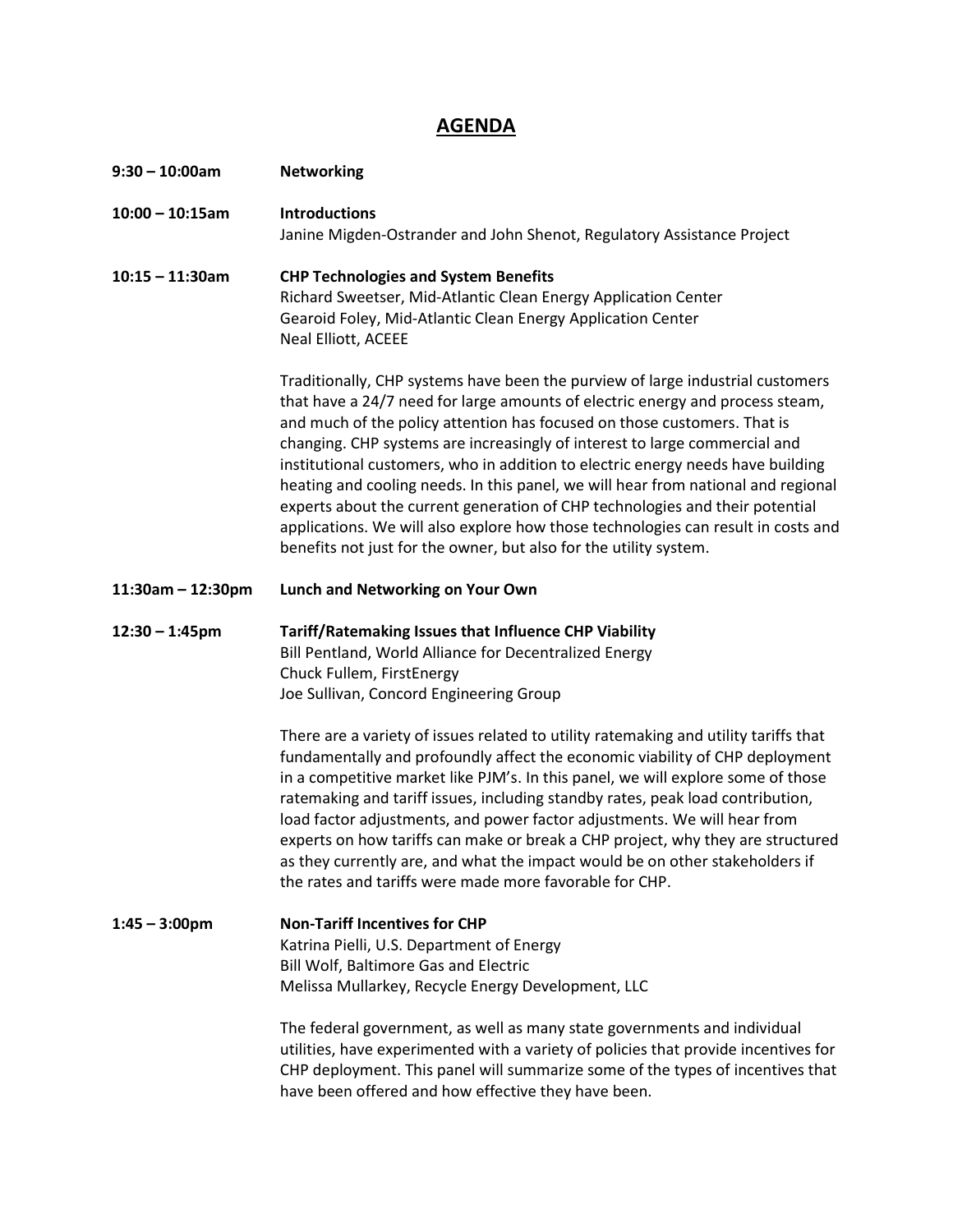# AGENDA

**9:30 – 10:00am** **Networking**

**10:00 – 10:15am** **Introductions**
Janine Migden-Ostrander and John Shenot, Regulatory Assistance Project

**10:15 – 11:30am** **CHP Technologies and System Benefits**
Richard Sweetser, Mid-Atlantic Clean Energy Application Center
Gearoid Foley, Mid-Atlantic Clean Energy Application Center
Neal Elliott, ACEEE

Traditionally, CHP systems have been the purview of large industrial customers that have a 24/7 need for large amounts of electric energy and process steam, and much of the policy attention has focused on those customers. That is changing. CHP systems are increasingly of interest to large commercial and institutional customers, who in addition to electric energy needs have building heating and cooling needs. In this panel, we will hear from national and regional experts about the current generation of CHP technologies and their potential applications. We will also explore how those technologies can result in costs and benefits not just for the owner, but also for the utility system.

**11:30am – 12:30pm** **Lunch and Networking on Your Own**

**12:30 – 1:45pm** **Tariff/Ratemaking Issues that Influence CHP Viability**
Bill Pentland, World Alliance for Decentralized Energy
Chuck Fullem, FirstEnergy
Joe Sullivan, Concord Engineering Group

There are a variety of issues related to utility ratemaking and utility tariffs that fundamentally and profoundly affect the economic viability of CHP deployment in a competitive market like PJM's. In this panel, we will explore some of those ratemaking and tariff issues, including standby rates, peak load contribution, load factor adjustments, and power factor adjustments. We will hear from experts on how tariffs can make or break a CHP project, why they are structured as they currently are, and what the impact would be on other stakeholders if the rates and tariffs were made more favorable for CHP.

**1:45 – 3:00pm** **Non-Tariff Incentives for CHP**
Katrina Pielli, U.S. Department of Energy
Bill Wolf, Baltimore Gas and Electric
Melissa Mullarkey, Recycle Energy Development, LLC

The federal government, as well as many state governments and individual utilities, have experimented with a variety of policies that provide incentives for CHP deployment. This panel will summarize some of the types of incentives that have been offered and how effective they have been.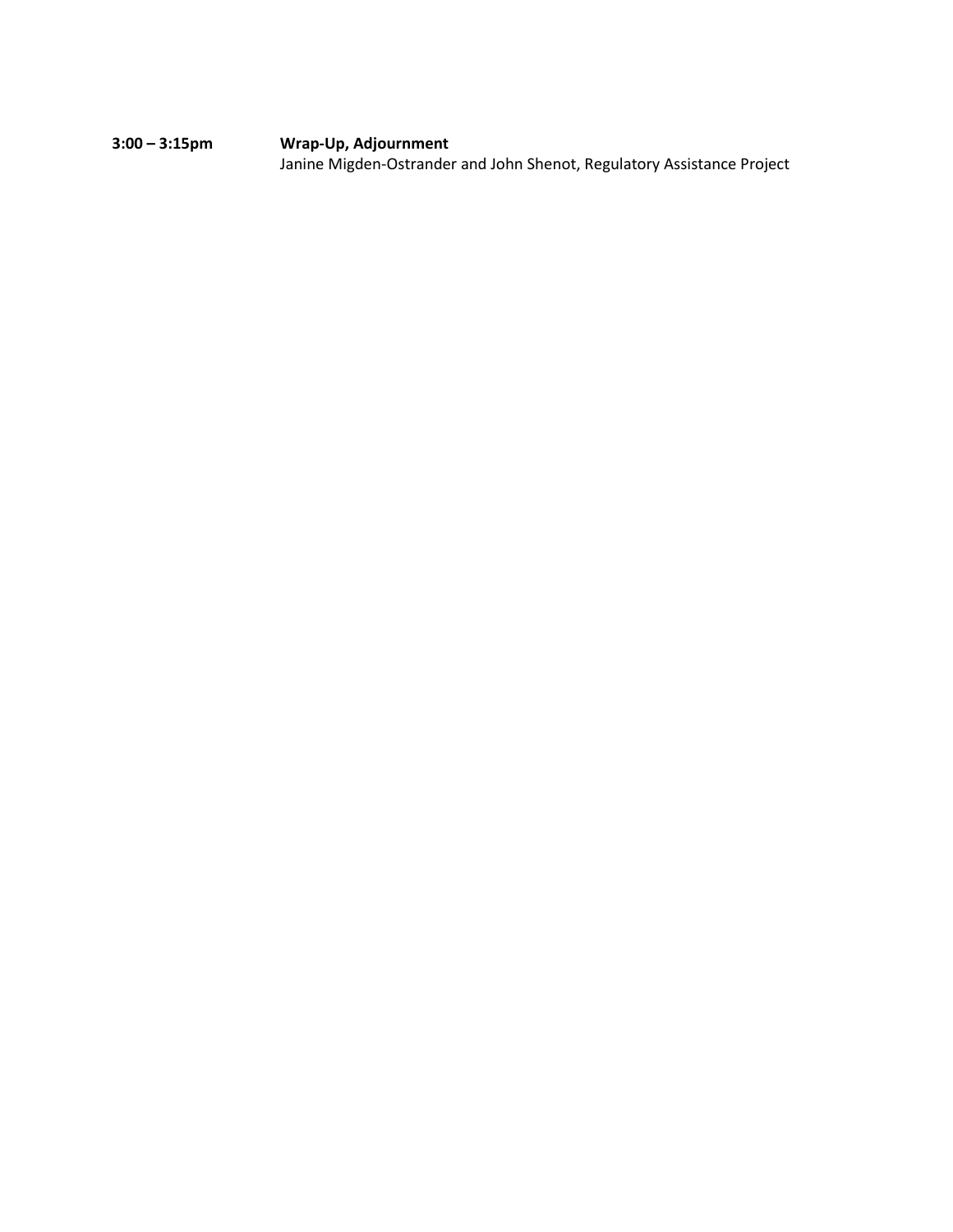**3:00 – 3:15pm** **Wrap-Up, Adjournment**
Janine Migden-Ostrander and John Shenot, Regulatory Assistance Project